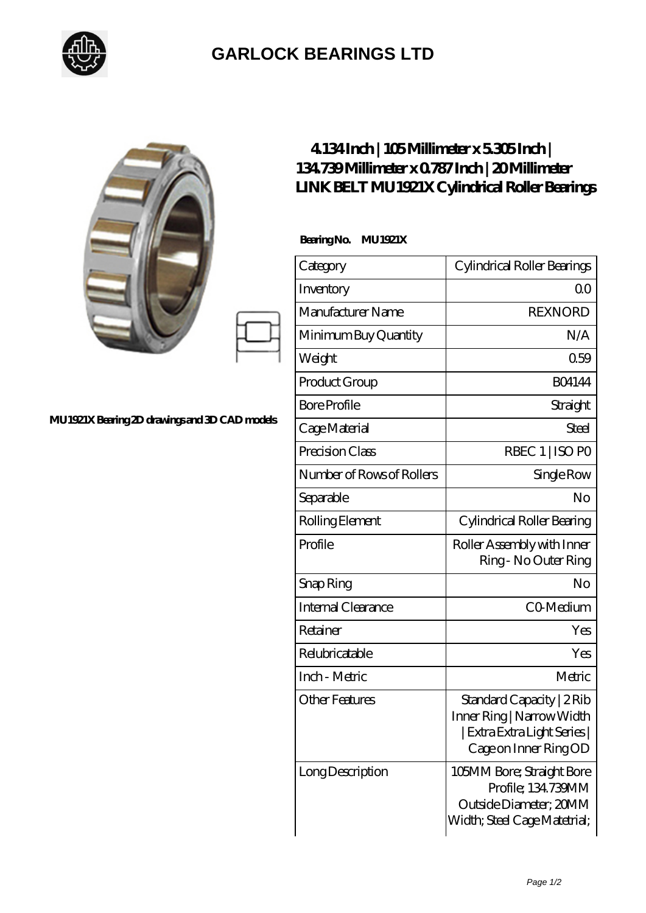# GARLOCK BEARINGS LTD

MU1921X Bearing 2D drawings and 3D CAD models

## 4.134 Inch | 105 Millimeter x 5.305 Inch | 134.739 Millimeter x 0.787 Inch | 20 Millimeter LINK BELT MU1921X Cylindrical Roller Bearings

**Bearing No. MU1921X**

| | |
|---|---|
| Category | Cylindrical Roller Bearings |
| Inventory | 0.0 |
| Manufacturer Name | REXNORD |
| Minimum Buy Quantity | N/A |
| Weight | 0.59 |
| Product Group | B04144 |
| Bore Profile | Straight |
| Cage Material | Steel |
| Precision Class | RBEC 1 \| ISO P0 |
| Number of Rows of Rollers | Single Row |
| Separable | No |
| Rolling Element | Cylindrical Roller Bearing |
| Profile | Roller Assembly with Inner Ring - No Outer Ring |
| Snap Ring | No |
| Internal Clearance | C0-Medium |
| Retainer | Yes |
| Relubricatable | Yes |
| Inch - Metric | Metric |
| Other Features | Standard Capacity \| 2 Rib Inner Ring \| Narrow Width \| Extra Extra Light Series \| Cage on Inner Ring OD |
| Long Description | 105MM Bore; Straight Bore Profile; 134.739MM Outside Diameter; 20MM Width; Steel Cage Matetrial; |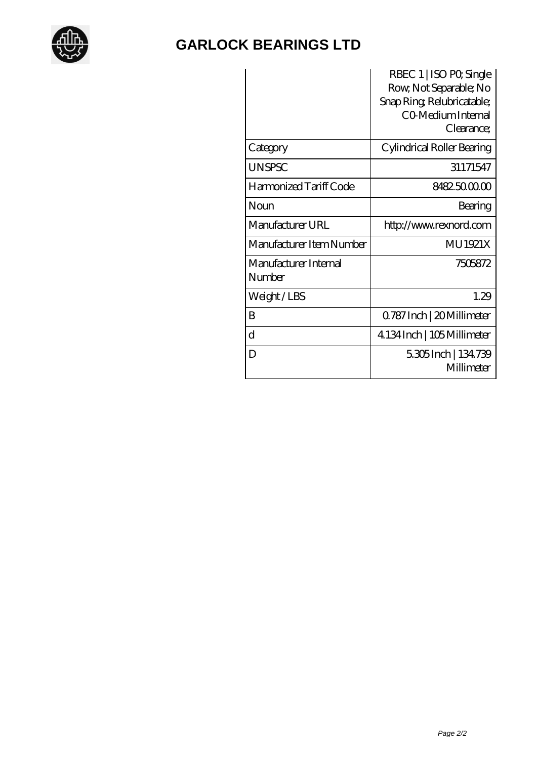| | |
|---|---|
| | RBEC 1 \| ISO P0; Single Row; Not Separable; No Snap Ring; Relubricatable; C0-Medium Internal Clearance; |
| Category | Cylindrical Roller Bearing |
| UNSPSC | 31171547 |
| Harmonized Tariff Code | 8482.50.00.00 |
| Noun | Bearing |
| Manufacturer URL | http://www.rexnord.com |
| Manufacturer Item Number | MU1921X |
| Manufacturer Internal Number | 7505872 |
| Weight / LBS | 1.29 |
| B | 0.787 Inch \| 20 Millimeter |
| d | 4.134 Inch \| 105 Millimeter |
| D | 5.305 Inch \| 134.739 Millimeter |